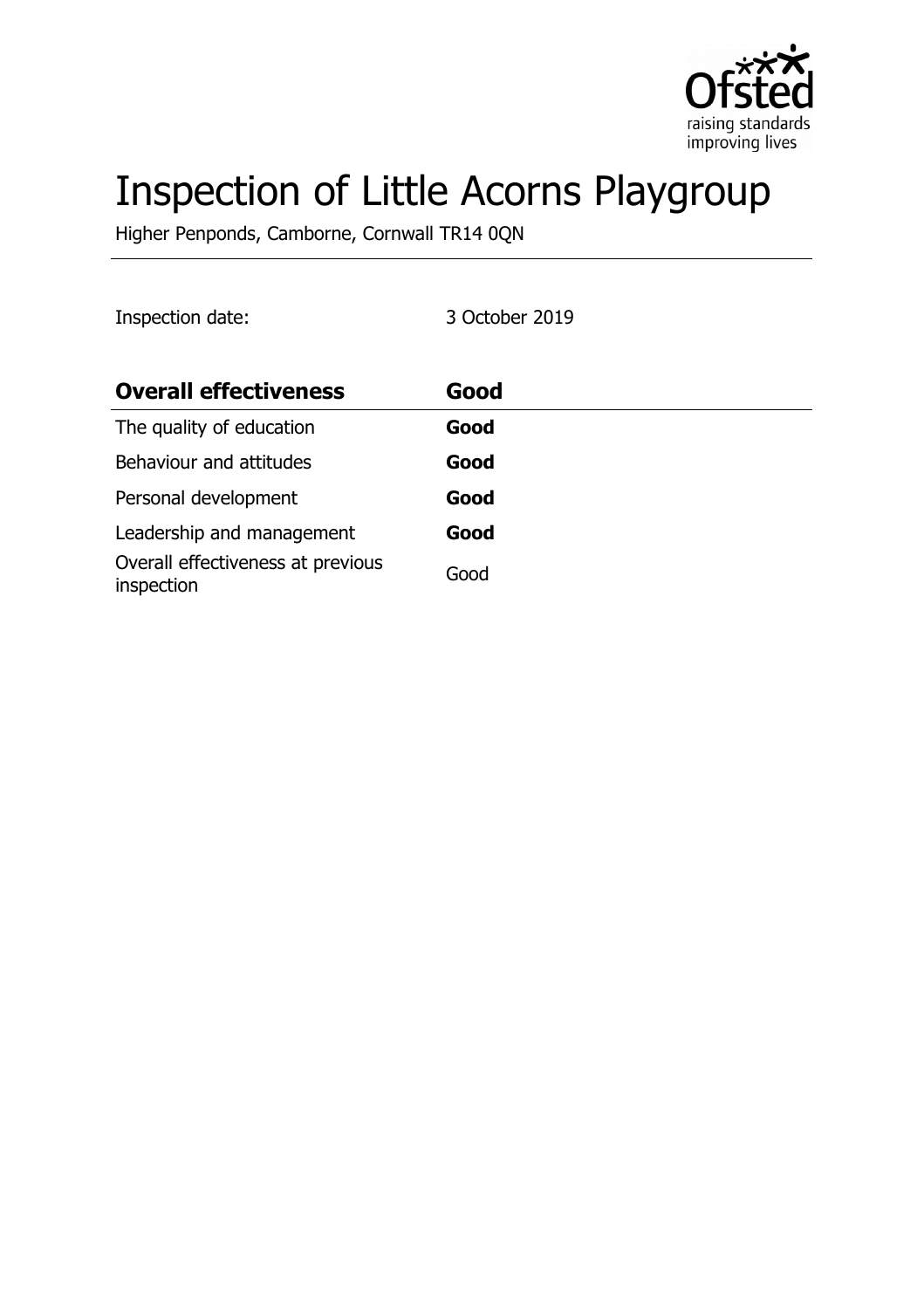# Inspection of Little Acorns Playgroup

Higher Penponds, Camborne, Cornwall TR14 0QN

Inspection date: 3 October 2019

| | |
|---|---|
| **Overall effectiveness** | **Good** |
| The quality of education | **Good** |
| Behaviour and attitudes | **Good** |
| Personal development | **Good** |
| Leadership and management | **Good** |
| Overall effectiveness at previous inspection | Good |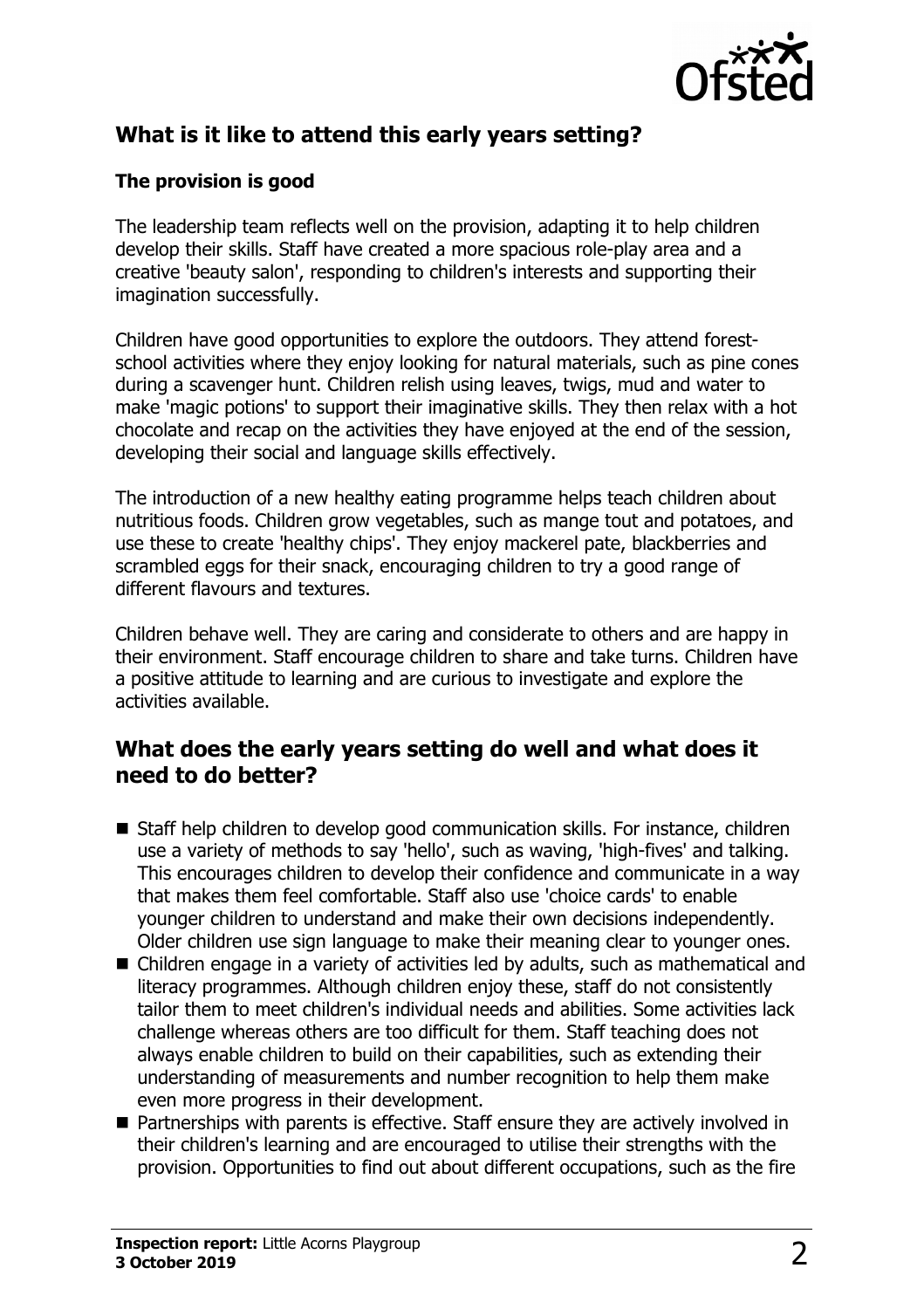## What is it like to attend this early years setting?

### The provision is good

The leadership team reflects well on the provision, adapting it to help children develop their skills. Staff have created a more spacious role-play area and a creative 'beauty salon', responding to children's interests and supporting their imagination successfully.

Children have good opportunities to explore the outdoors. They attend forest-school activities where they enjoy looking for natural materials, such as pine cones during a scavenger hunt. Children relish using leaves, twigs, mud and water to make 'magic potions' to support their imaginative skills. They then relax with a hot chocolate and recap on the activities they have enjoyed at the end of the session, developing their social and language skills effectively.

The introduction of a new healthy eating programme helps teach children about nutritious foods. Children grow vegetables, such as mange tout and potatoes, and use these to create 'healthy chips'. They enjoy mackerel pate, blackberries and scrambled eggs for their snack, encouraging children to try a good range of different flavours and textures.

Children behave well. They are caring and considerate to others and are happy in their environment. Staff encourage children to share and take turns. Children have a positive attitude to learning and are curious to investigate and explore the activities available.

## What does the early years setting do well and what does it need to do better?

- Staff help children to develop good communication skills. For instance, children use a variety of methods to say 'hello', such as waving, 'high-fives' and talking. This encourages children to develop their confidence and communicate in a way that makes them feel comfortable. Staff also use 'choice cards' to enable younger children to understand and make their own decisions independently. Older children use sign language to make their meaning clear to younger ones.
- Children engage in a variety of activities led by adults, such as mathematical and literacy programmes. Although children enjoy these, staff do not consistently tailor them to meet children's individual needs and abilities. Some activities lack challenge whereas others are too difficult for them. Staff teaching does not always enable children to build on their capabilities, such as extending their understanding of measurements and number recognition to help them make even more progress in their development.
- Partnerships with parents is effective. Staff ensure they are actively involved in their children's learning and are encouraged to utilise their strengths with the provision. Opportunities to find out about different occupations, such as the fire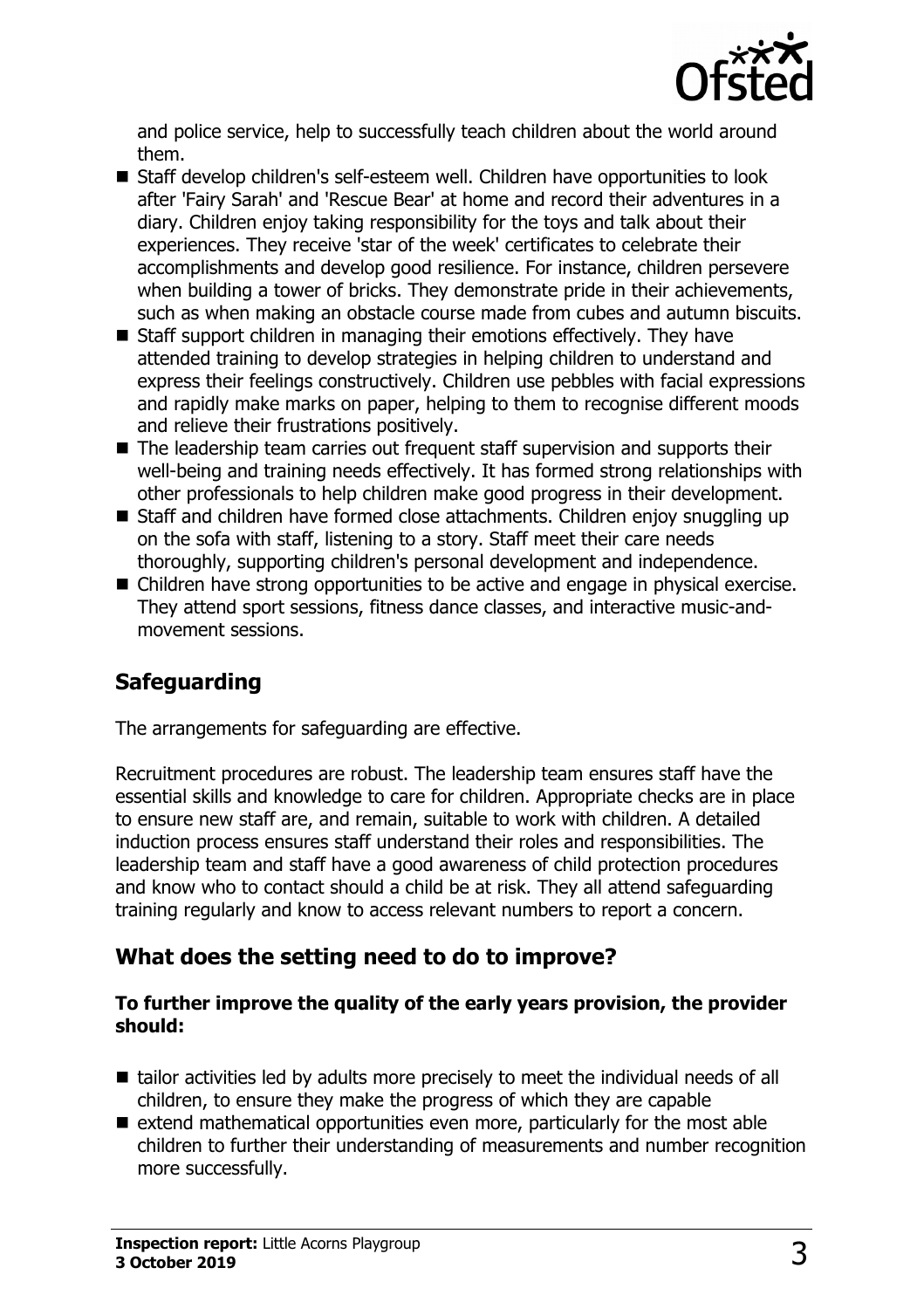and police service, help to successfully teach children about the world around them.

- Staff develop children's self-esteem well. Children have opportunities to look after 'Fairy Sarah' and 'Rescue Bear' at home and record their adventures in a diary. Children enjoy taking responsibility for the toys and talk about their experiences. They receive 'star of the week' certificates to celebrate their accomplishments and develop good resilience. For instance, children persevere when building a tower of bricks. They demonstrate pride in their achievements, such as when making an obstacle course made from cubes and autumn biscuits.
- Staff support children in managing their emotions effectively. They have attended training to develop strategies in helping children to understand and express their feelings constructively. Children use pebbles with facial expressions and rapidly make marks on paper, helping to them to recognise different moods and relieve their frustrations positively.
- The leadership team carries out frequent staff supervision and supports their well-being and training needs effectively. It has formed strong relationships with other professionals to help children make good progress in their development.
- Staff and children have formed close attachments. Children enjoy snuggling up on the sofa with staff, listening to a story. Staff meet their care needs thoroughly, supporting children's personal development and independence.
- Children have strong opportunities to be active and engage in physical exercise. They attend sport sessions, fitness dance classes, and interactive music-and-movement sessions.

## Safeguarding

The arrangements for safeguarding are effective.

Recruitment procedures are robust. The leadership team ensures staff have the essential skills and knowledge to care for children. Appropriate checks are in place to ensure new staff are, and remain, suitable to work with children. A detailed induction process ensures staff understand their roles and responsibilities. The leadership team and staff have a good awareness of child protection procedures and know who to contact should a child be at risk. They all attend safeguarding training regularly and know to access relevant numbers to report a concern.

## What does the setting need to do to improve?

**To further improve the quality of the early years provision, the provider should:**

- tailor activities led by adults more precisely to meet the individual needs of all children, to ensure they make the progress of which they are capable
- extend mathematical opportunities even more, particularly for the most able children to further their understanding of measurements and number recognition more successfully.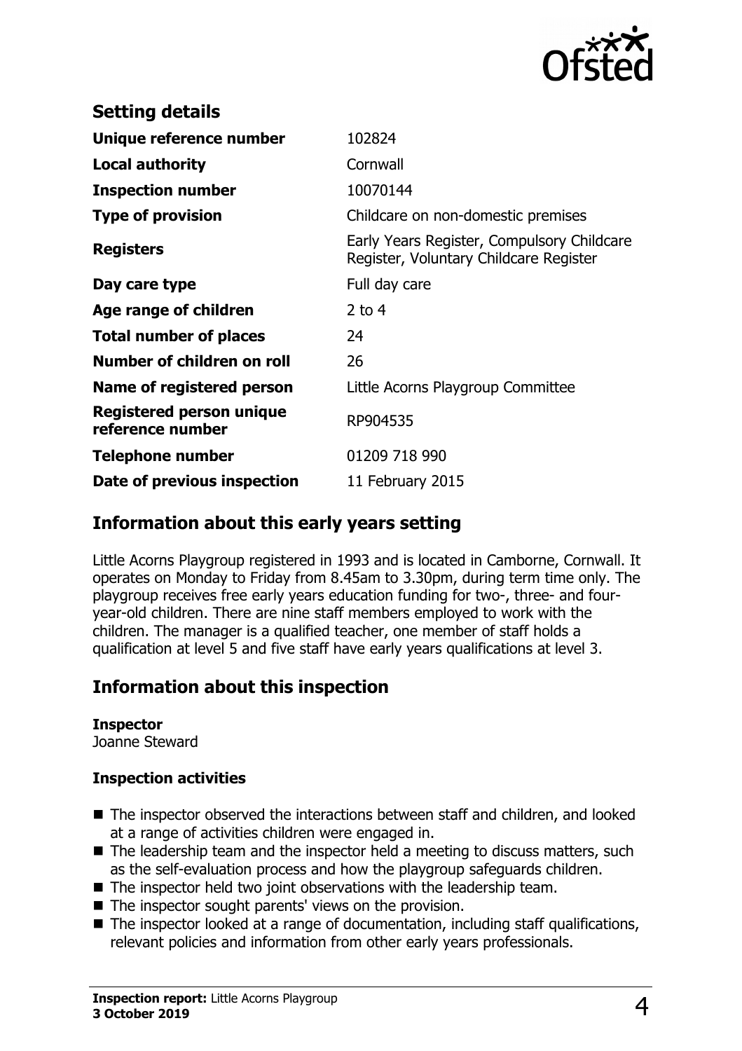## Setting details

| | |
|---|---|
| **Unique reference number** | 102824 |
| **Local authority** | Cornwall |
| **Inspection number** | 10070144 |
| **Type of provision** | Childcare on non-domestic premises |
| **Registers** | Early Years Register, Compulsory Childcare Register, Voluntary Childcare Register |
| **Day care type** | Full day care |
| **Age range of children** | 2 to 4 |
| **Total number of places** | 24 |
| **Number of children on roll** | 26 |
| **Name of registered person** | Little Acorns Playgroup Committee |
| **Registered person unique reference number** | RP904535 |
| **Telephone number** | 01209 718 990 |
| **Date of previous inspection** | 11 February 2015 |

## Information about this early years setting

Little Acorns Playgroup registered in 1993 and is located in Camborne, Cornwall. It operates on Monday to Friday from 8.45am to 3.30pm, during term time only. The playgroup receives free early years education funding for two-, three- and four-year-old children. There are nine staff members employed to work with the children. The manager is a qualified teacher, one member of staff holds a qualification at level 5 and five staff have early years qualifications at level 3.

## Information about this inspection

**Inspector**
Joanne Steward

**Inspection activities**

- The inspector observed the interactions between staff and children, and looked at a range of activities children were engaged in.
- The leadership team and the inspector held a meeting to discuss matters, such as the self-evaluation process and how the playgroup safeguards children.
- The inspector held two joint observations with the leadership team.
- The inspector sought parents' views on the provision.
- The inspector looked at a range of documentation, including staff qualifications, relevant policies and information from other early years professionals.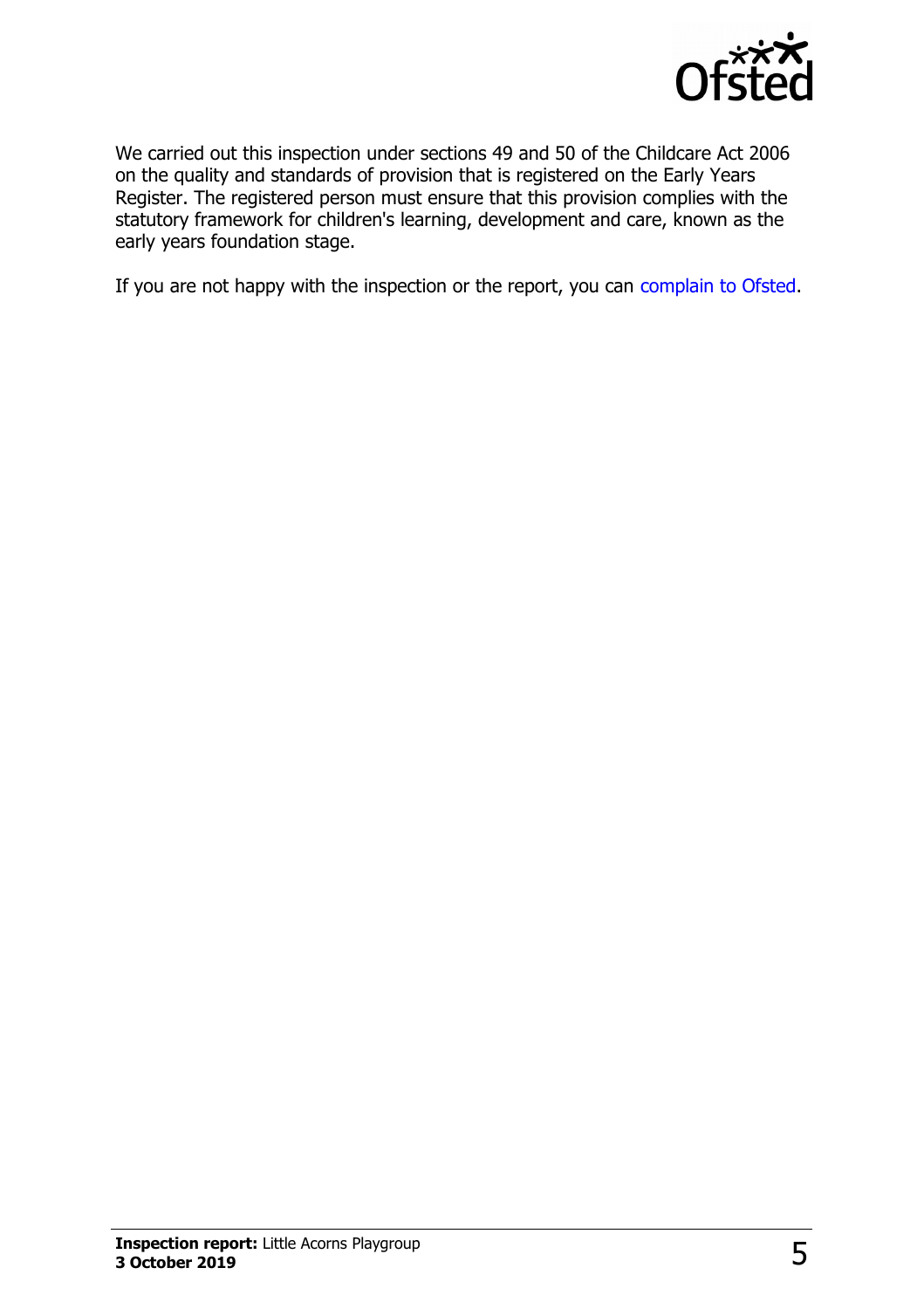We carried out this inspection under sections 49 and 50 of the Childcare Act 2006 on the quality and standards of provision that is registered on the Early Years Register. The registered person must ensure that this provision complies with the statutory framework for children's learning, development and care, known as the early years foundation stage.

If you are not happy with the inspection or the report, you can complain to Ofsted.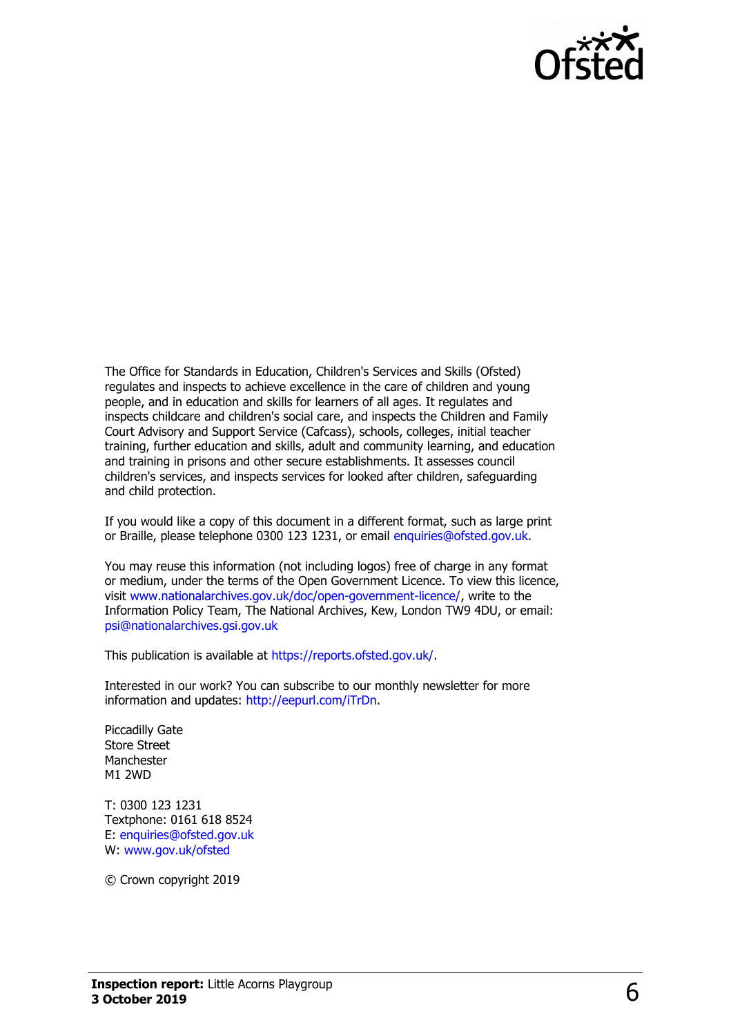The Office for Standards in Education, Children's Services and Skills (Ofsted) regulates and inspects to achieve excellence in the care of children and young people, and in education and skills for learners of all ages. It regulates and inspects childcare and children's social care, and inspects the Children and Family Court Advisory and Support Service (Cafcass), schools, colleges, initial teacher training, further education and skills, adult and community learning, and education and training in prisons and other secure establishments. It assesses council children's services, and inspects services for looked after children, safeguarding and child protection.

If you would like a copy of this document in a different format, such as large print or Braille, please telephone 0300 123 1231, or email enquiries@ofsted.gov.uk.

You may reuse this information (not including logos) free of charge in any format or medium, under the terms of the Open Government Licence. To view this licence, visit www.nationalarchives.gov.uk/doc/open-government-licence/, write to the Information Policy Team, The National Archives, Kew, London TW9 4DU, or email: psi@nationalarchives.gsi.gov.uk

This publication is available at https://reports.ofsted.gov.uk/.

Interested in our work? You can subscribe to our monthly newsletter for more information and updates: http://eepurl.com/iTrDn.

Piccadilly Gate  
Store Street  
Manchester  
M1 2WD

T: 0300 123 1231  
Textphone: 0161 618 8524  
E: enquiries@ofsted.gov.uk  
W: www.gov.uk/ofsted

© Crown copyright 2019